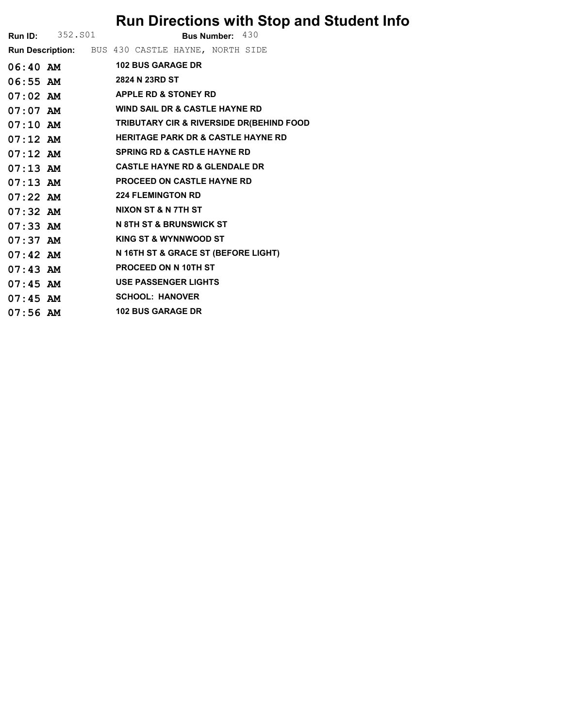# Run Directions with Stop and Student Info

**Run ID:** 352.S01 **Bus Number:** 430

**Run Description:** BUS 430 CASTLE HAYNE, NORTH SIDE

| | |
|---|---|
| 06:40 AM | 102 BUS GARAGE DR |
| 06:55 AM | 2824 N 23RD ST |
| 07:02 AM | APPLE RD & STONEY RD |
| 07:07 AM | WIND SAIL DR & CASTLE HAYNE RD |
| 07:10 AM | TRIBUTARY CIR & RIVERSIDE DR(BEHIND FOOD |
| 07:12 AM | HERITAGE PARK DR & CASTLE HAYNE RD |
| 07:12 AM | SPRING RD & CASTLE HAYNE RD |
| 07:13 AM | CASTLE HAYNE RD & GLENDALE DR |
| 07:13 AM | PROCEED ON CASTLE HAYNE RD |
| 07:22 AM | 224 FLEMINGTON RD |
| 07:32 AM | NIXON ST & N 7TH ST |
| 07:33 AM | N 8TH ST & BRUNSWICK ST |
| 07:37 AM | KING ST & WYNNWOOD ST |
| 07:42 AM | N 16TH ST & GRACE ST (BEFORE LIGHT) |
| 07:43 AM | PROCEED ON N 10TH ST |
| 07:45 AM | USE PASSENGER LIGHTS |
| 07:45 AM | SCHOOL: HANOVER |
| 07:56 AM | 102 BUS GARAGE DR |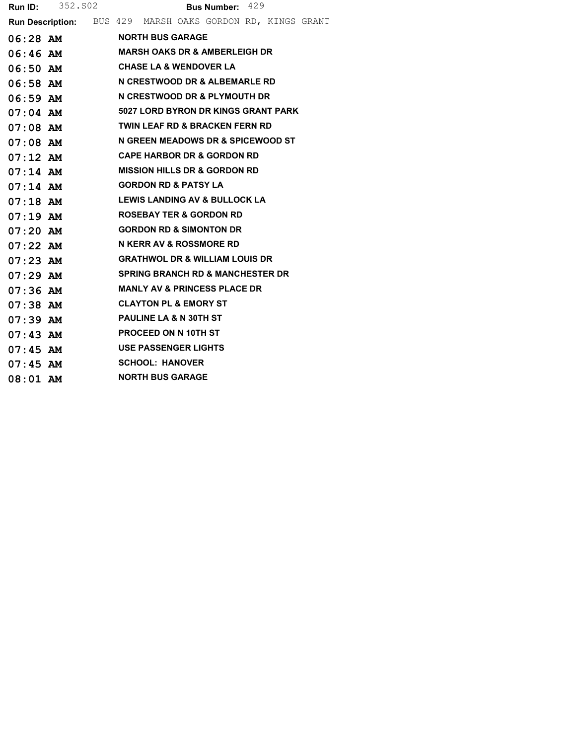**Run ID:** 352.S02 **Bus Number:** 429

**Run Description:** BUS 429 MARSH OAKS GORDON RD, KINGS GRANT

| | |
|---|---|
| **06:28 AM** | **NORTH BUS GARAGE** |
| **06:46 AM** | **MARSH OAKS DR & AMBERLEIGH DR** |
| **06:50 AM** | **CHASE LA & WENDOVER LA** |
| **06:58 AM** | **N CRESTWOOD DR & ALBEMARLE RD** |
| **06:59 AM** | **N CRESTWOOD DR & PLYMOUTH DR** |
| **07:04 AM** | **5027 LORD BYRON DR KINGS GRANT PARK** |
| **07:08 AM** | **TWIN LEAF RD & BRACKEN FERN RD** |
| **07:08 AM** | **N GREEN MEADOWS DR & SPICEWOOD ST** |
| **07:12 AM** | **CAPE HARBOR DR & GORDON RD** |
| **07:14 AM** | **MISSION HILLS DR & GORDON RD** |
| **07:14 AM** | **GORDON RD & PATSY LA** |
| **07:18 AM** | **LEWIS LANDING AV & BULLOCK LA** |
| **07:19 AM** | **ROSEBAY TER & GORDON RD** |
| **07:20 AM** | **GORDON RD & SIMONTON DR** |
| **07:22 AM** | **N KERR AV & ROSSMORE RD** |
| **07:23 AM** | **GRATHWOL DR & WILLIAM LOUIS DR** |
| **07:29 AM** | **SPRING BRANCH RD & MANCHESTER DR** |
| **07:36 AM** | **MANLY AV & PRINCESS PLACE DR** |
| **07:38 AM** | **CLAYTON PL & EMORY ST** |
| **07:39 AM** | **PAULINE LA & N 30TH ST** |
| **07:43 AM** | **PROCEED ON N 10TH ST** |
| **07:45 AM** | **USE PASSENGER LIGHTS** |
| **07:45 AM** | **SCHOOL: HANOVER** |
| **08:01 AM** | **NORTH BUS GARAGE** |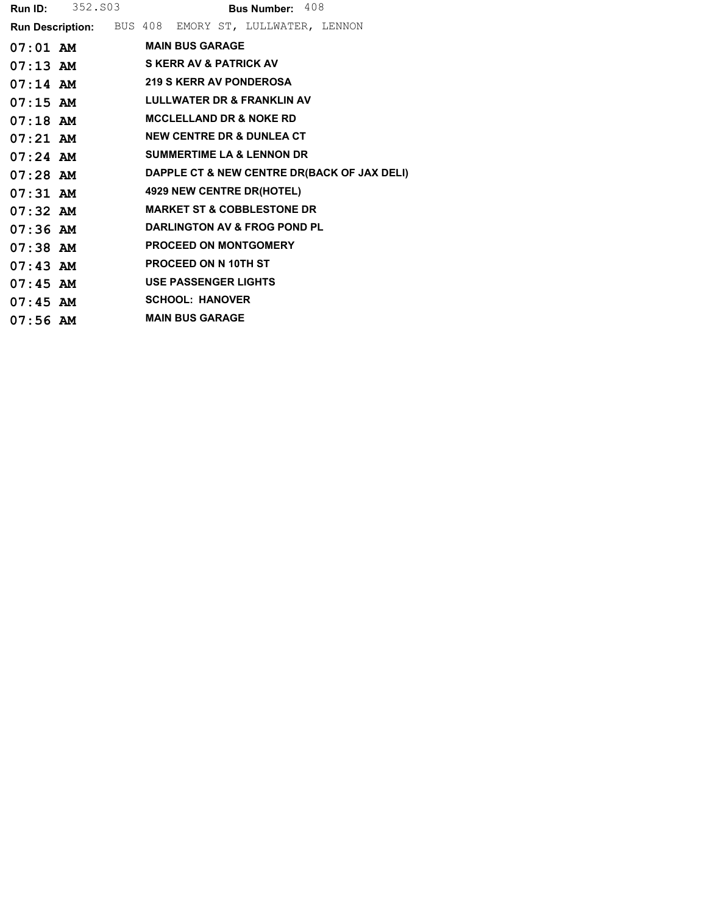**Run ID:** 352.S03 **Bus Number:** 408

**Run Description:** BUS 408 EMORY ST, LULLWATER, LENNON

| | |
|---|---|
| **07:01 AM** | **MAIN BUS GARAGE** |
| **07:13 AM** | **S KERR AV & PATRICK AV** |
| **07:14 AM** | **219 S KERR AV PONDEROSA** |
| **07:15 AM** | **LULLWATER DR & FRANKLIN AV** |
| **07:18 AM** | **MCCLELLAND DR & NOKE RD** |
| **07:21 AM** | **NEW CENTRE DR & DUNLEA CT** |
| **07:24 AM** | **SUMMERTIME LA & LENNON DR** |
| **07:28 AM** | **DAPPLE CT & NEW CENTRE DR(BACK OF JAX DELI)** |
| **07:31 AM** | **4929 NEW CENTRE DR(HOTEL)** |
| **07:32 AM** | **MARKET ST & COBBLESTONE DR** |
| **07:36 AM** | **DARLINGTON AV & FROG POND PL** |
| **07:38 AM** | **PROCEED ON MONTGOMERY** |
| **07:43 AM** | **PROCEED ON N 10TH ST** |
| **07:45 AM** | **USE PASSENGER LIGHTS** |
| **07:45 AM** | **SCHOOL: HANOVER** |
| **07:56 AM** | **MAIN BUS GARAGE** |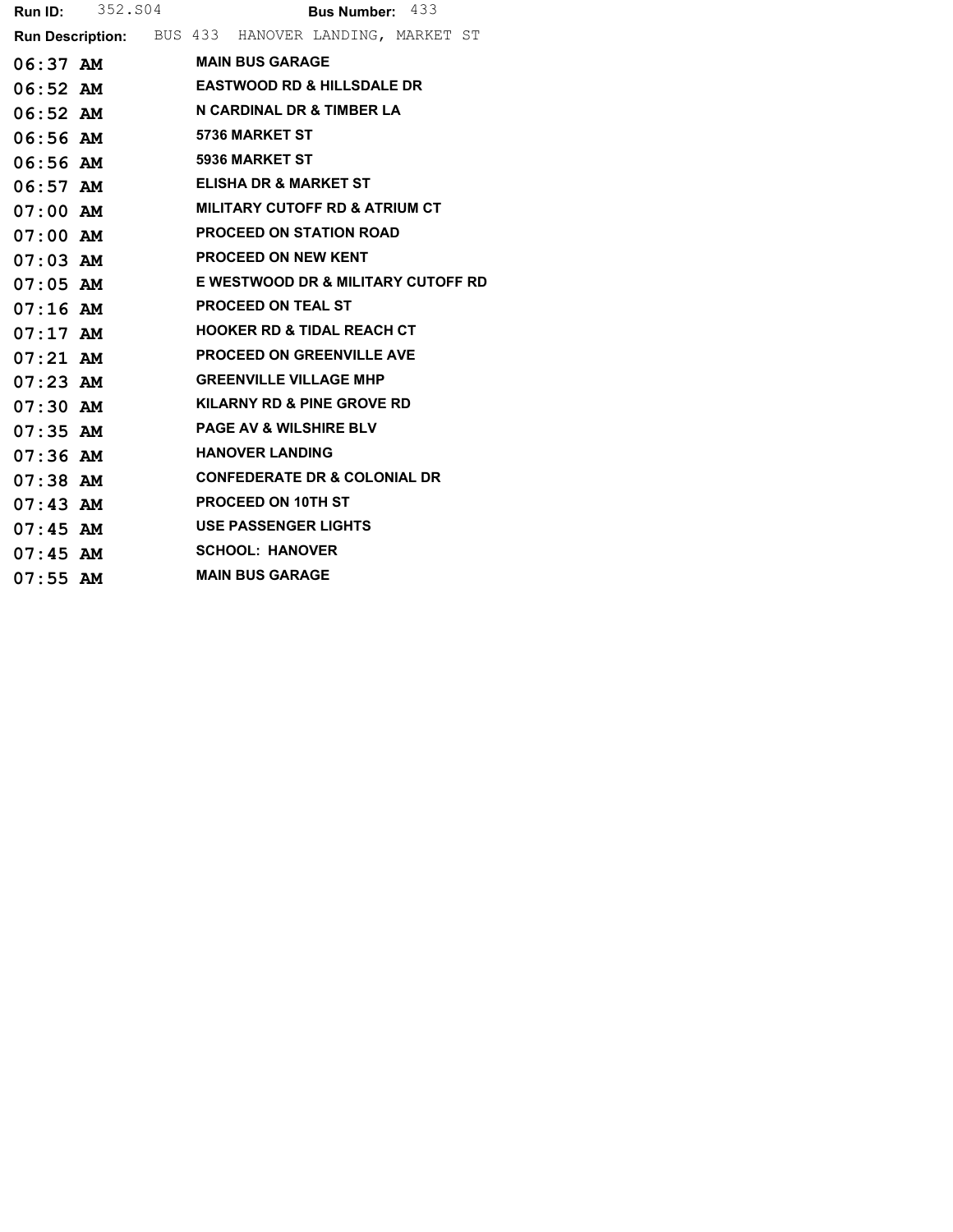**Run ID:** 352.S04 **Bus Number:** 433

**Run Description:** BUS 433 HANOVER LANDING, MARKET ST

| | |
|---|---|
| 06:37 AM | MAIN BUS GARAGE |
| 06:52 AM | EASTWOOD RD & HILLSDALE DR |
| 06:52 AM | N CARDINAL DR & TIMBER LA |
| 06:56 AM | 5736 MARKET ST |
| 06:56 AM | 5936 MARKET ST |
| 06:57 AM | ELISHA DR & MARKET ST |
| 07:00 AM | MILITARY CUTOFF RD & ATRIUM CT |
| 07:00 AM | PROCEED ON STATION ROAD |
| 07:03 AM | PROCEED ON NEW KENT |
| 07:05 AM | E WESTWOOD DR & MILITARY CUTOFF RD |
| 07:16 AM | PROCEED ON TEAL ST |
| 07:17 AM | HOOKER RD & TIDAL REACH CT |
| 07:21 AM | PROCEED ON GREENVILLE AVE |
| 07:23 AM | GREENVILLE VILLAGE MHP |
| 07:30 AM | KILARNY RD & PINE GROVE RD |
| 07:35 AM | PAGE AV & WILSHIRE BLV |
| 07:36 AM | HANOVER LANDING |
| 07:38 AM | CONFEDERATE DR & COLONIAL DR |
| 07:43 AM | PROCEED ON 10TH ST |
| 07:45 AM | USE PASSENGER LIGHTS |
| 07:45 AM | SCHOOL: HANOVER |
| 07:55 AM | MAIN BUS GARAGE |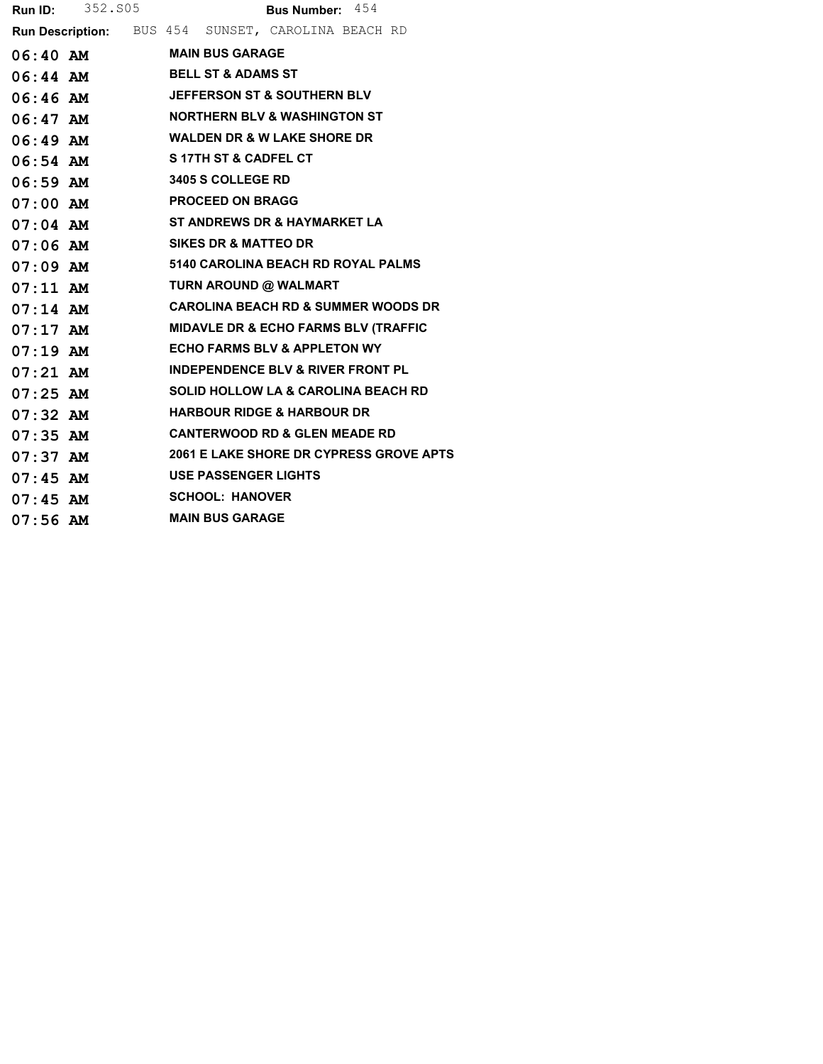**Run ID:** 352.S05 **Bus Number:** 454

**Run Description:** BUS 454 SUNSET, CAROLINA BEACH RD

| | |
|---|---|
| **06:40 AM** | **MAIN BUS GARAGE** |
| **06:44 AM** | **BELL ST & ADAMS ST** |
| **06:46 AM** | **JEFFERSON ST & SOUTHERN BLV** |
| **06:47 AM** | **NORTHERN BLV & WASHINGTON ST** |
| **06:49 AM** | **WALDEN DR & W LAKE SHORE DR** |
| **06:54 AM** | **S 17TH ST & CADFEL CT** |
| **06:59 AM** | **3405 S COLLEGE RD** |
| **07:00 AM** | **PROCEED ON BRAGG** |
| **07:04 AM** | **ST ANDREWS DR & HAYMARKET LA** |
| **07:06 AM** | **SIKES DR & MATTEO DR** |
| **07:09 AM** | **5140 CAROLINA BEACH RD ROYAL PALMS** |
| **07:11 AM** | **TURN AROUND @ WALMART** |
| **07:14 AM** | **CAROLINA BEACH RD & SUMMER WOODS DR** |
| **07:17 AM** | **MIDAVLE DR & ECHO FARMS BLV (TRAFFIC** |
| **07:19 AM** | **ECHO FARMS BLV & APPLETON WY** |
| **07:21 AM** | **INDEPENDENCE BLV & RIVER FRONT PL** |
| **07:25 AM** | **SOLID HOLLOW LA & CAROLINA BEACH RD** |
| **07:32 AM** | **HARBOUR RIDGE & HARBOUR DR** |
| **07:35 AM** | **CANTERWOOD RD & GLEN MEADE RD** |
| **07:37 AM** | **2061 E LAKE SHORE DR CYPRESS GROVE APTS** |
| **07:45 AM** | **USE PASSENGER LIGHTS** |
| **07:45 AM** | **SCHOOL: HANOVER** |
| **07:56 AM** | **MAIN BUS GARAGE** |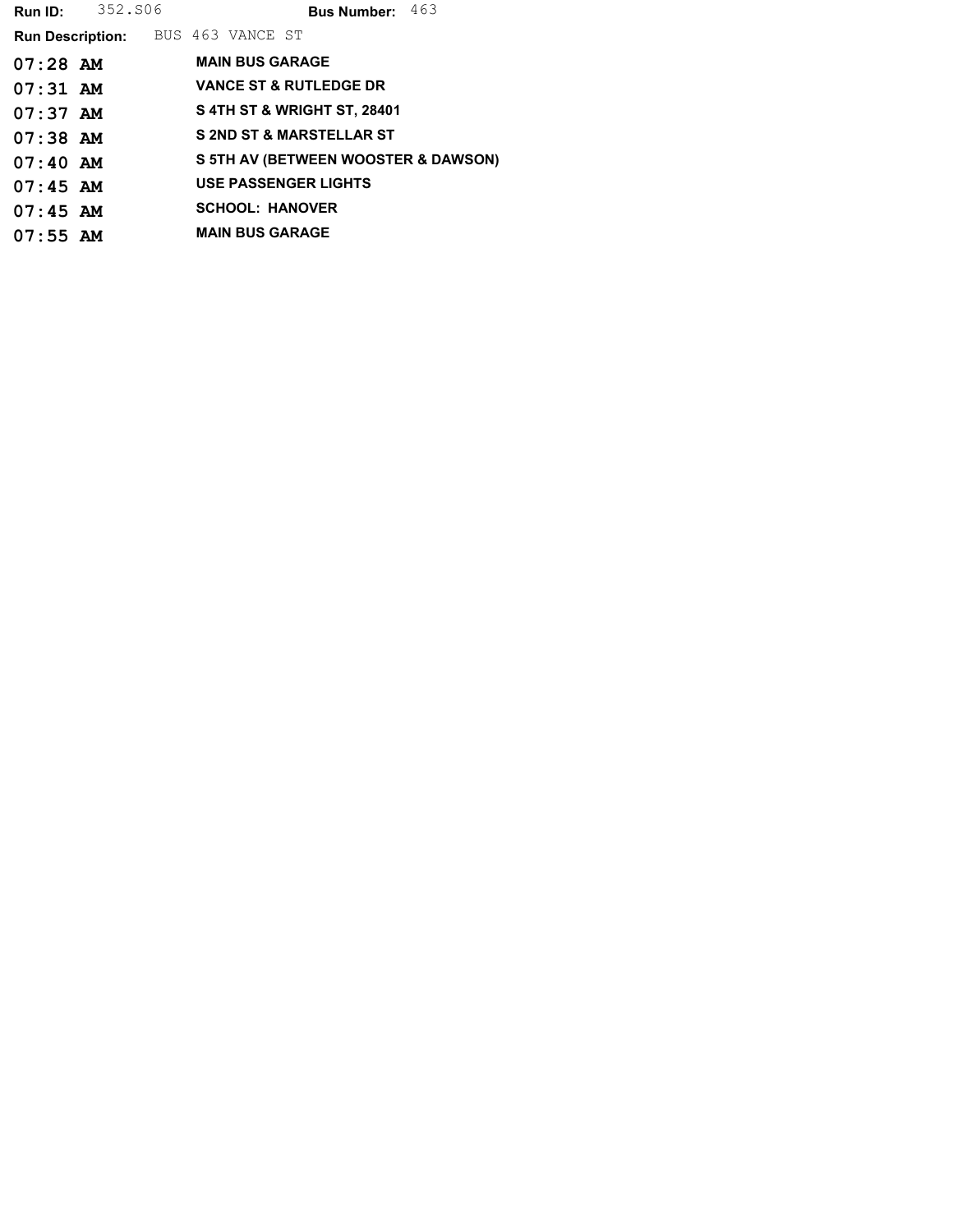**Run ID:** 352.S06 **Bus Number:** 463

**Run Description:** BUS 463 VANCE ST

| | |
|---|---|
| **07:28 AM** | **MAIN BUS GARAGE** |
| **07:31 AM** | **VANCE ST & RUTLEDGE DR** |
| **07:37 AM** | **S 4TH ST & WRIGHT ST, 28401** |
| **07:38 AM** | **S 2ND ST & MARSTELLAR ST** |
| **07:40 AM** | **S 5TH AV (BETWEEN WOOSTER & DAWSON)** |
| **07:45 AM** | **USE PASSENGER LIGHTS** |
| **07:45 AM** | **SCHOOL: HANOVER** |
| **07:55 AM** | **MAIN BUS GARAGE** |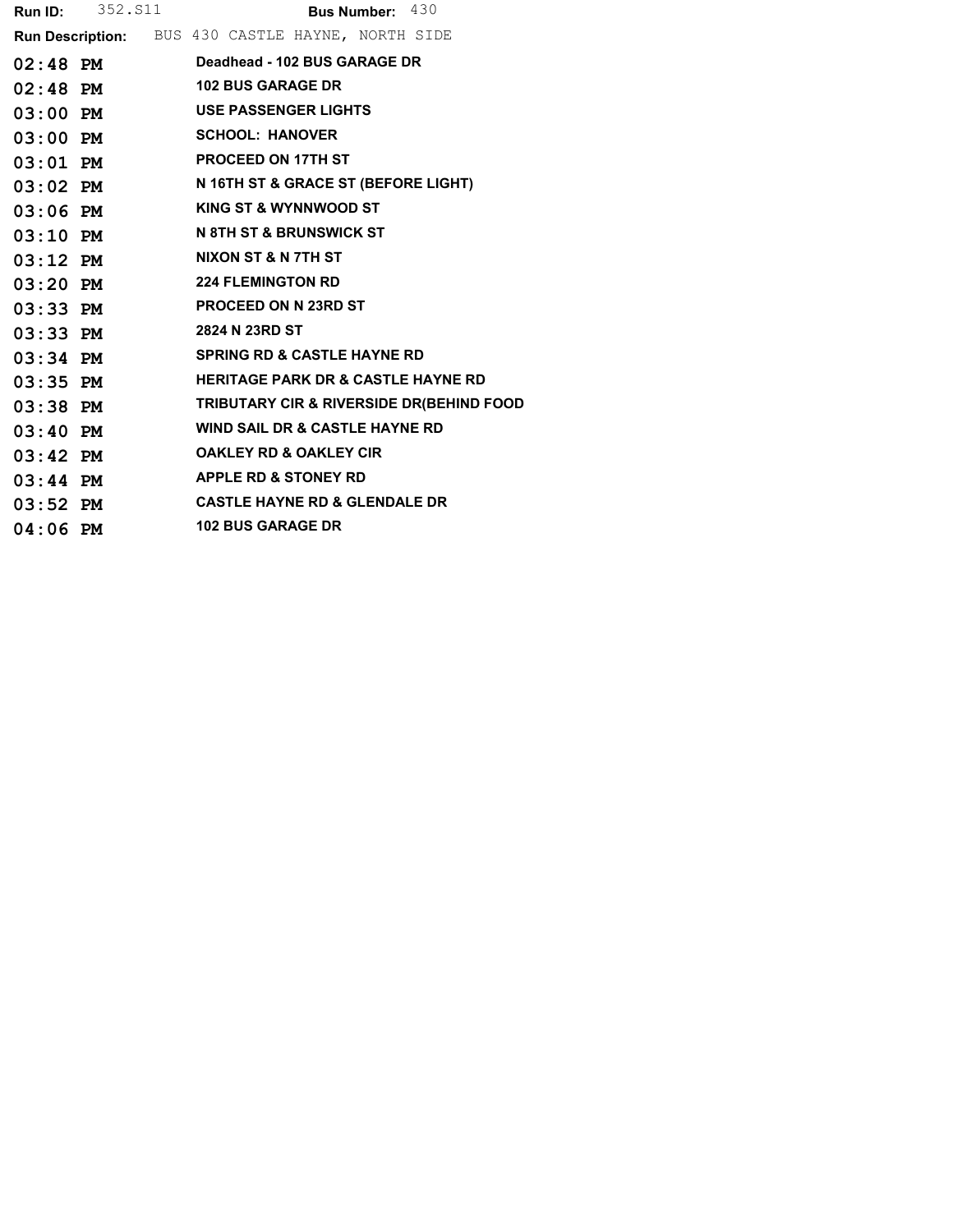**Run ID:** 352.S11 **Bus Number:** 430

**Run Description:** BUS 430 CASTLE HAYNE, NORTH SIDE

| | |
|---|---|
| 02:48 PM | Deadhead - 102 BUS GARAGE DR |
| 02:48 PM | 102 BUS GARAGE DR |
| 03:00 PM | USE PASSENGER LIGHTS |
| 03:00 PM | SCHOOL: HANOVER |
| 03:01 PM | PROCEED ON 17TH ST |
| 03:02 PM | N 16TH ST & GRACE ST (BEFORE LIGHT) |
| 03:06 PM | KING ST & WYNNWOOD ST |
| 03:10 PM | N 8TH ST & BRUNSWICK ST |
| 03:12 PM | NIXON ST & N 7TH ST |
| 03:20 PM | 224 FLEMINGTON RD |
| 03:33 PM | PROCEED ON N 23RD ST |
| 03:33 PM | 2824 N 23RD ST |
| 03:34 PM | SPRING RD & CASTLE HAYNE RD |
| 03:35 PM | HERITAGE PARK DR & CASTLE HAYNE RD |
| 03:38 PM | TRIBUTARY CIR & RIVERSIDE DR(BEHIND FOOD |
| 03:40 PM | WIND SAIL DR & CASTLE HAYNE RD |
| 03:42 PM | OAKLEY RD & OAKLEY CIR |
| 03:44 PM | APPLE RD & STONEY RD |
| 03:52 PM | CASTLE HAYNE RD & GLENDALE DR |
| 04:06 PM | 102 BUS GARAGE DR |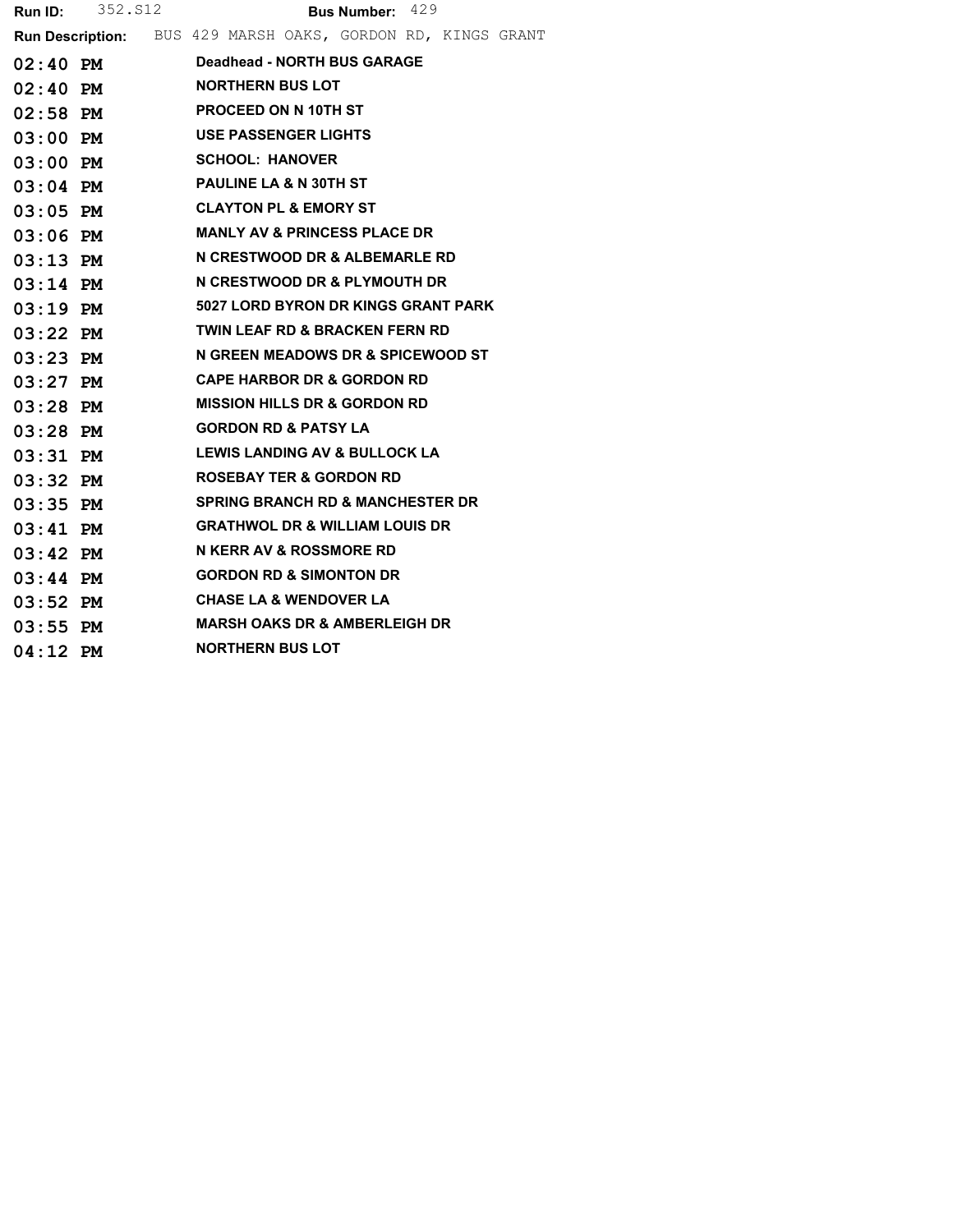**Run ID:** 352.S12 **Bus Number:** 429

**Run Description:** BUS 429 MARSH OAKS, GORDON RD, KINGS GRANT

| | |
|---|---|
| 02:40 PM | Deadhead - NORTH BUS GARAGE |
| 02:40 PM | NORTHERN BUS LOT |
| 02:58 PM | PROCEED ON N 10TH ST |
| 03:00 PM | USE PASSENGER LIGHTS |
| 03:00 PM | SCHOOL: HANOVER |
| 03:04 PM | PAULINE LA & N 30TH ST |
| 03:05 PM | CLAYTON PL & EMORY ST |
| 03:06 PM | MANLY AV & PRINCESS PLACE DR |
| 03:13 PM | N CRESTWOOD DR & ALBEMARLE RD |
| 03:14 PM | N CRESTWOOD DR & PLYMOUTH DR |
| 03:19 PM | 5027 LORD BYRON DR KINGS GRANT PARK |
| 03:22 PM | TWIN LEAF RD & BRACKEN FERN RD |
| 03:23 PM | N GREEN MEADOWS DR & SPICEWOOD ST |
| 03:27 PM | CAPE HARBOR DR & GORDON RD |
| 03:28 PM | MISSION HILLS DR & GORDON RD |
| 03:28 PM | GORDON RD & PATSY LA |
| 03:31 PM | LEWIS LANDING AV & BULLOCK LA |
| 03:32 PM | ROSEBAY TER & GORDON RD |
| 03:35 PM | SPRING BRANCH RD & MANCHESTER DR |
| 03:41 PM | GRATHWOL DR & WILLIAM LOUIS DR |
| 03:42 PM | N KERR AV & ROSSMORE RD |
| 03:44 PM | GORDON RD & SIMONTON DR |
| 03:52 PM | CHASE LA & WENDOVER LA |
| 03:55 PM | MARSH OAKS DR & AMBERLEIGH DR |
| 04:12 PM | NORTHERN BUS LOT |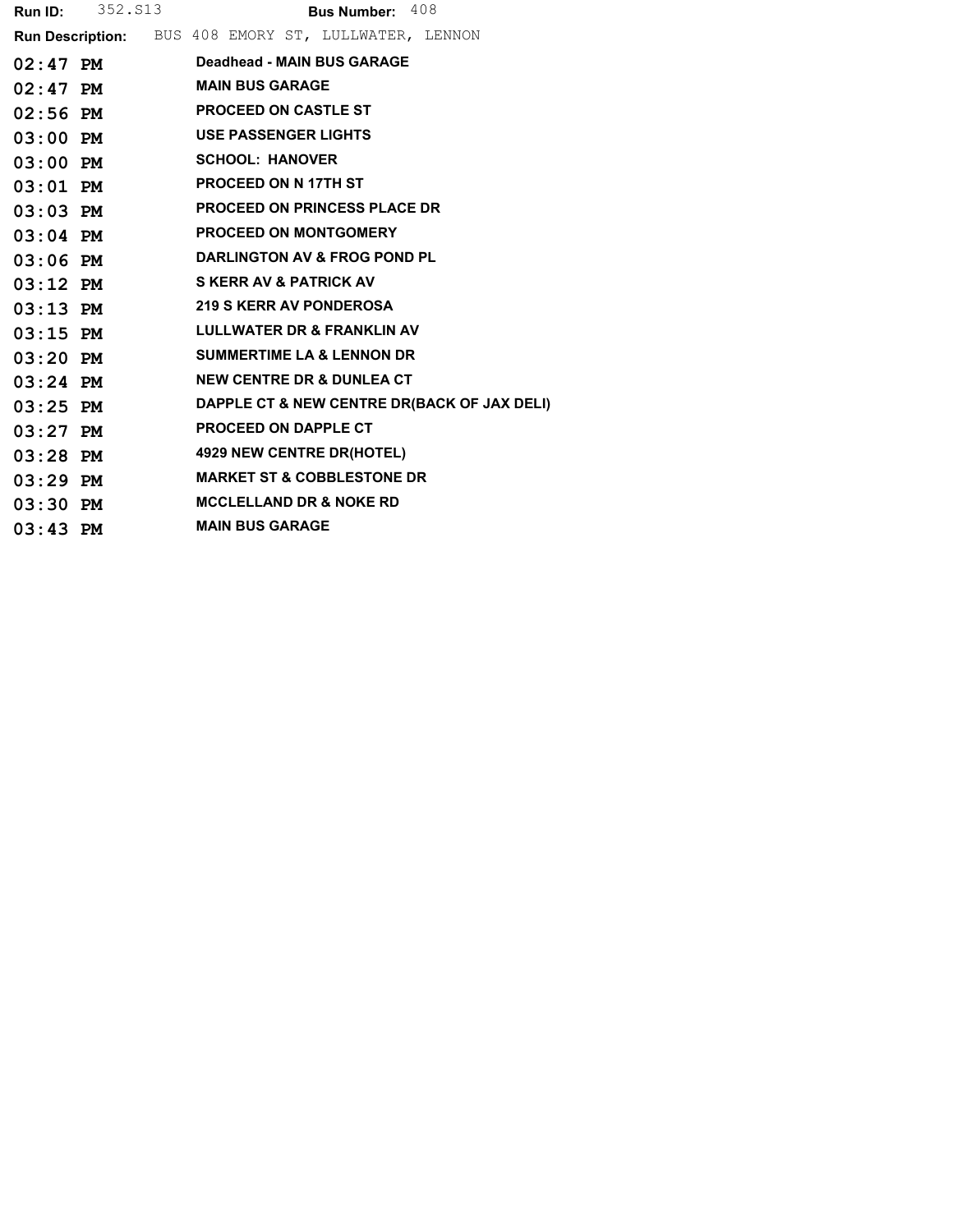**Run ID:** 352.S13 **Bus Number:** 408

**Run Description:** BUS 408 EMORY ST, LULLWATER, LENNON

| | |
|---|---|
| 02:47 PM | Deadhead - MAIN BUS GARAGE |
| 02:47 PM | MAIN BUS GARAGE |
| 02:56 PM | PROCEED ON CASTLE ST |
| 03:00 PM | USE PASSENGER LIGHTS |
| 03:00 PM | SCHOOL: HANOVER |
| 03:01 PM | PROCEED ON N 17TH ST |
| 03:03 PM | PROCEED ON PRINCESS PLACE DR |
| 03:04 PM | PROCEED ON MONTGOMERY |
| 03:06 PM | DARLINGTON AV & FROG POND PL |
| 03:12 PM | S KERR AV & PATRICK AV |
| 03:13 PM | 219 S KERR AV PONDEROSA |
| 03:15 PM | LULLWATER DR & FRANKLIN AV |
| 03:20 PM | SUMMERTIME LA & LENNON DR |
| 03:24 PM | NEW CENTRE DR & DUNLEA CT |
| 03:25 PM | DAPPLE CT & NEW CENTRE DR(BACK OF JAX DELI) |
| 03:27 PM | PROCEED ON DAPPLE CT |
| 03:28 PM | 4929 NEW CENTRE DR(HOTEL) |
| 03:29 PM | MARKET ST & COBBLESTONE DR |
| 03:30 PM | MCCLELLAND DR & NOKE RD |
| 03:43 PM | MAIN BUS GARAGE |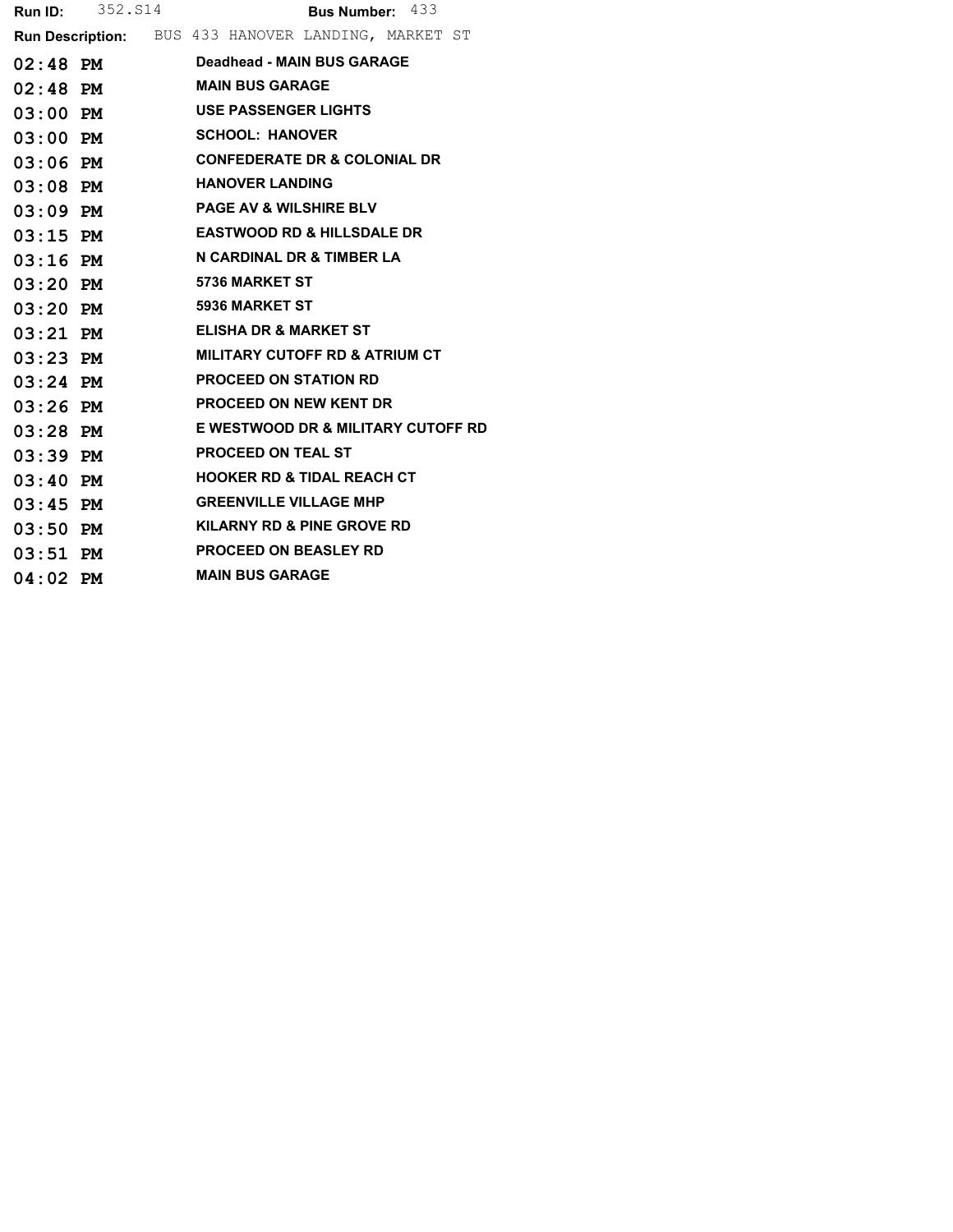**Run ID:** 352.S14 **Bus Number:** 433

**Run Description:** BUS 433 HANOVER LANDING, MARKET ST

| | |
|---|---|
| 02:48 PM | Deadhead - MAIN BUS GARAGE |
| 02:48 PM | MAIN BUS GARAGE |
| 03:00 PM | USE PASSENGER LIGHTS |
| 03:00 PM | SCHOOL: HANOVER |
| 03:06 PM | CONFEDERATE DR & COLONIAL DR |
| 03:08 PM | HANOVER LANDING |
| 03:09 PM | PAGE AV & WILSHIRE BLV |
| 03:15 PM | EASTWOOD RD & HILLSDALE DR |
| 03:16 PM | N CARDINAL DR & TIMBER LA |
| 03:20 PM | 5736 MARKET ST |
| 03:20 PM | 5936 MARKET ST |
| 03:21 PM | ELISHA DR & MARKET ST |
| 03:23 PM | MILITARY CUTOFF RD & ATRIUM CT |
| 03:24 PM | PROCEED ON STATION RD |
| 03:26 PM | PROCEED ON NEW KENT DR |
| 03:28 PM | E WESTWOOD DR & MILITARY CUTOFF RD |
| 03:39 PM | PROCEED ON TEAL ST |
| 03:40 PM | HOOKER RD & TIDAL REACH CT |
| 03:45 PM | GREENVILLE VILLAGE MHP |
| 03:50 PM | KILARNY RD & PINE GROVE RD |
| 03:51 PM | PROCEED ON BEASLEY RD |
| 04:02 PM | MAIN BUS GARAGE |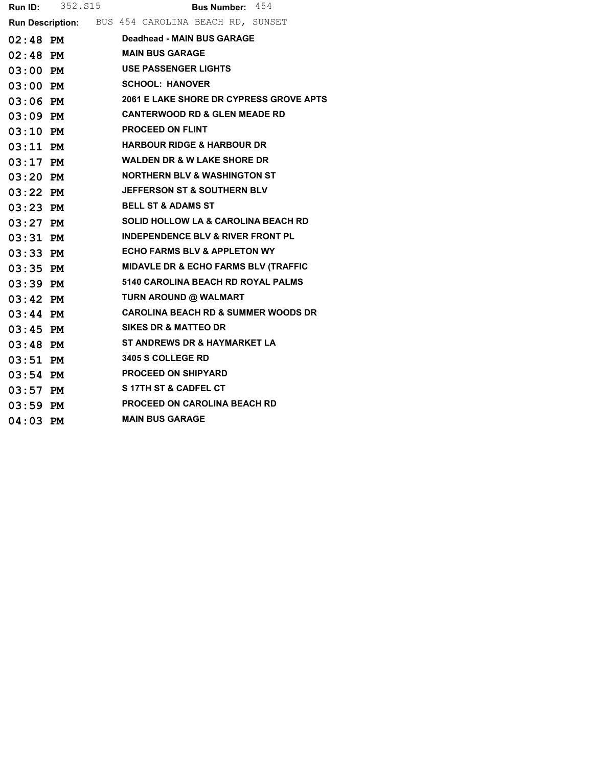**Run ID:** 352.S15 **Bus Number:** 454

**Run Description:** BUS 454 CAROLINA BEACH RD, SUNSET

| | |
|---|---|
| 02:48 PM | Deadhead - MAIN BUS GARAGE |
| 02:48 PM | MAIN BUS GARAGE |
| 03:00 PM | USE PASSENGER LIGHTS |
| 03:00 PM | SCHOOL: HANOVER |
| 03:06 PM | 2061 E LAKE SHORE DR CYPRESS GROVE APTS |
| 03:09 PM | CANTERWOOD RD & GLEN MEADE RD |
| 03:10 PM | PROCEED ON FLINT |
| 03:11 PM | HARBOUR RIDGE & HARBOUR DR |
| 03:17 PM | WALDEN DR & W LAKE SHORE DR |
| 03:20 PM | NORTHERN BLV & WASHINGTON ST |
| 03:22 PM | JEFFERSON ST & SOUTHERN BLV |
| 03:23 PM | BELL ST & ADAMS ST |
| 03:27 PM | SOLID HOLLOW LA & CAROLINA BEACH RD |
| 03:31 PM | INDEPENDENCE BLV & RIVER FRONT PL |
| 03:33 PM | ECHO FARMS BLV & APPLETON WY |
| 03:35 PM | MIDAVLE DR & ECHO FARMS BLV (TRAFFIC |
| 03:39 PM | 5140 CAROLINA BEACH RD ROYAL PALMS |
| 03:42 PM | TURN AROUND @ WALMART |
| 03:44 PM | CAROLINA BEACH RD & SUMMER WOODS DR |
| 03:45 PM | SIKES DR & MATTEO DR |
| 03:48 PM | ST ANDREWS DR & HAYMARKET LA |
| 03:51 PM | 3405 S COLLEGE RD |
| 03:54 PM | PROCEED ON SHIPYARD |
| 03:57 PM | S 17TH ST & CADFEL CT |
| 03:59 PM | PROCEED ON CAROLINA BEACH RD |
| 04:03 PM | MAIN BUS GARAGE |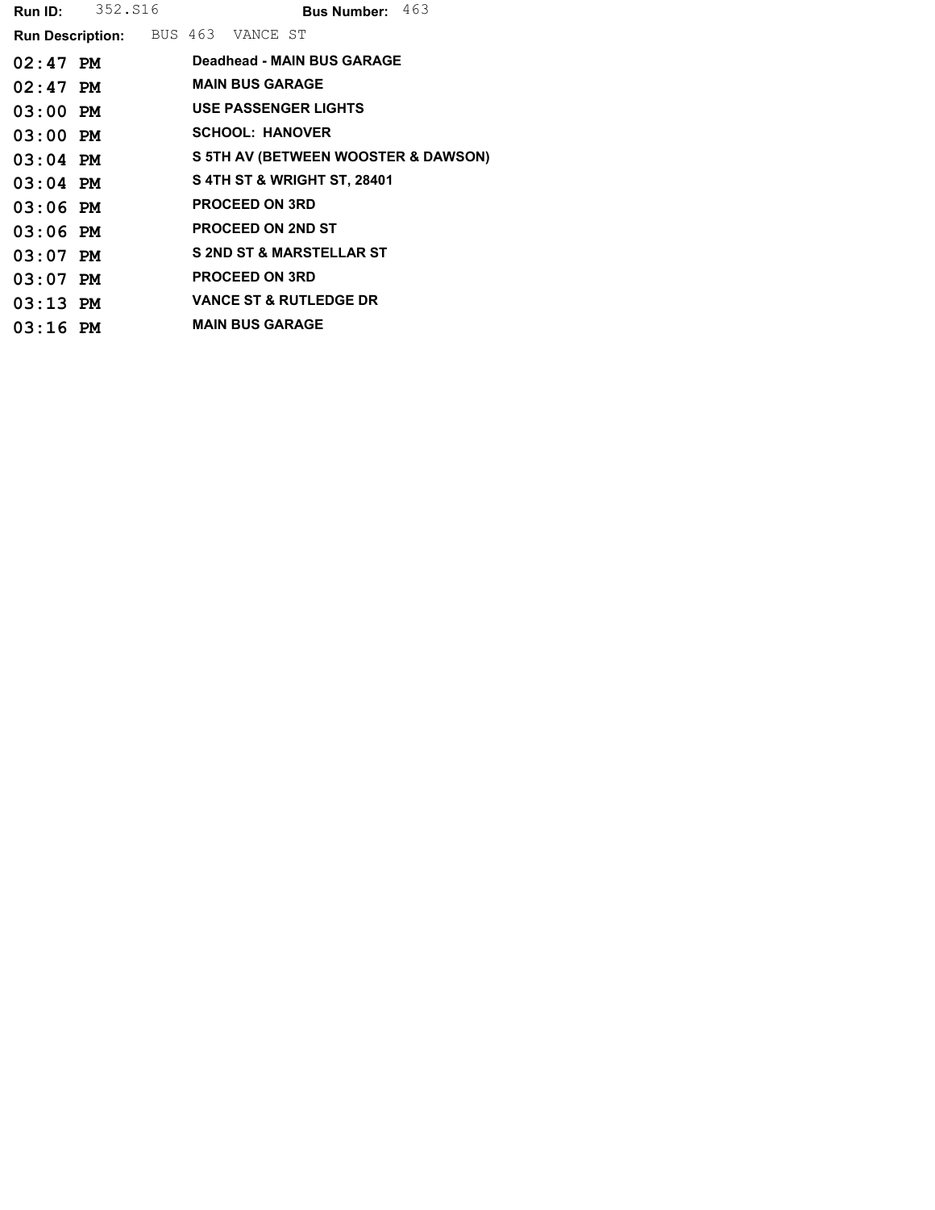**Run ID:** 352.S16 **Bus Number:** 463

**Run Description:** BUS 463 VANCE ST

| | |
|---|---|
| **02:47 PM** | **Deadhead - MAIN BUS GARAGE** |
| **02:47 PM** | **MAIN BUS GARAGE** |
| **03:00 PM** | **USE PASSENGER LIGHTS** |
| **03:00 PM** | **SCHOOL: HANOVER** |
| **03:04 PM** | **S 5TH AV (BETWEEN WOOSTER & DAWSON)** |
| **03:04 PM** | **S 4TH ST & WRIGHT ST, 28401** |
| **03:06 PM** | **PROCEED ON 3RD** |
| **03:06 PM** | **PROCEED ON 2ND ST** |
| **03:07 PM** | **S 2ND ST & MARSTELLAR ST** |
| **03:07 PM** | **PROCEED ON 3RD** |
| **03:13 PM** | **VANCE ST & RUTLEDGE DR** |
| **03:16 PM** | **MAIN BUS GARAGE** |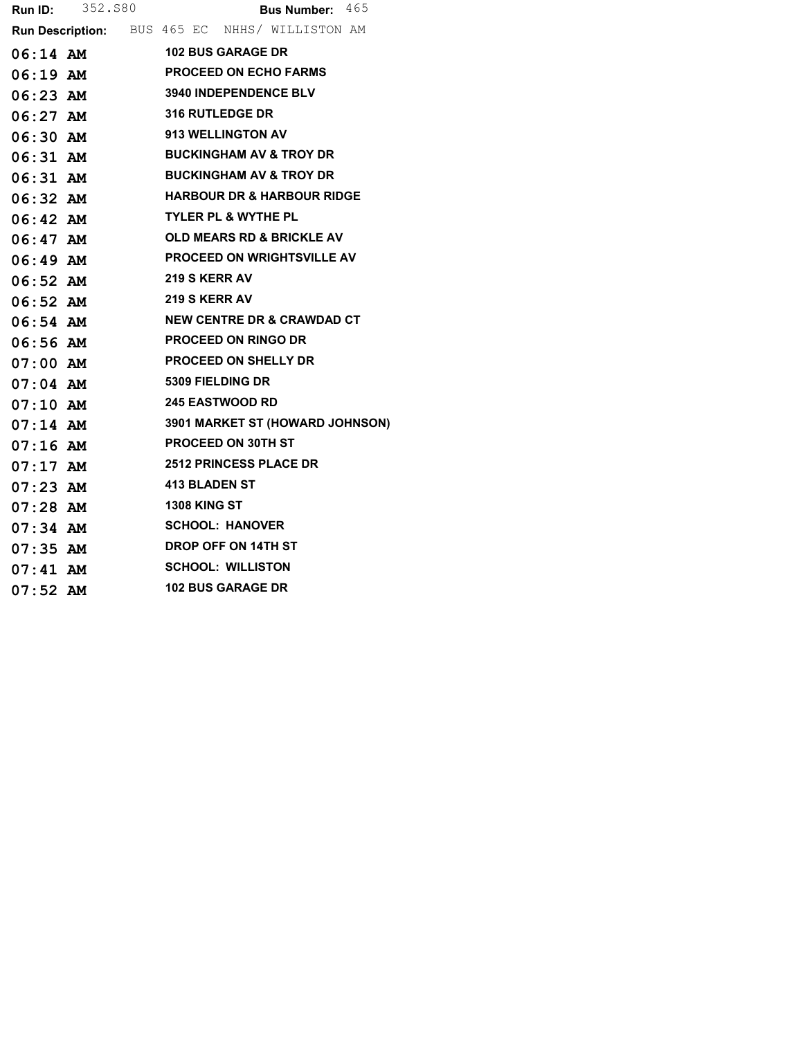**Run ID:** 352.S80 **Bus Number:** 465

**Run Description:** BUS 465 EC NHHS/ WILLISTON AM

| | |
|---|---|
| 06:14 AM | 102 BUS GARAGE DR |
| 06:19 AM | PROCEED ON ECHO FARMS |
| 06:23 AM | 3940 INDEPENDENCE BLV |
| 06:27 AM | 316 RUTLEDGE DR |
| 06:30 AM | 913 WELLINGTON AV |
| 06:31 AM | BUCKINGHAM AV & TROY DR |
| 06:31 AM | BUCKINGHAM AV & TROY DR |
| 06:32 AM | HARBOUR DR & HARBOUR RIDGE |
| 06:42 AM | TYLER PL & WYTHE PL |
| 06:47 AM | OLD MEARS RD & BRICKLE AV |
| 06:49 AM | PROCEED ON WRIGHTSVILLE AV |
| 06:52 AM | 219 S KERR AV |
| 06:52 AM | 219 S KERR AV |
| 06:54 AM | NEW CENTRE DR & CRAWDAD CT |
| 06:56 AM | PROCEED ON RINGO DR |
| 07:00 AM | PROCEED ON SHELLY DR |
| 07:04 AM | 5309 FIELDING DR |
| 07:10 AM | 245 EASTWOOD RD |
| 07:14 AM | 3901 MARKET ST (HOWARD JOHNSON) |
| 07:16 AM | PROCEED ON 30TH ST |
| 07:17 AM | 2512 PRINCESS PLACE DR |
| 07:23 AM | 413 BLADEN ST |
| 07:28 AM | 1308 KING ST |
| 07:34 AM | SCHOOL: HANOVER |
| 07:35 AM | DROP OFF ON 14TH ST |
| 07:41 AM | SCHOOL: WILLISTON |
| 07:52 AM | 102 BUS GARAGE DR |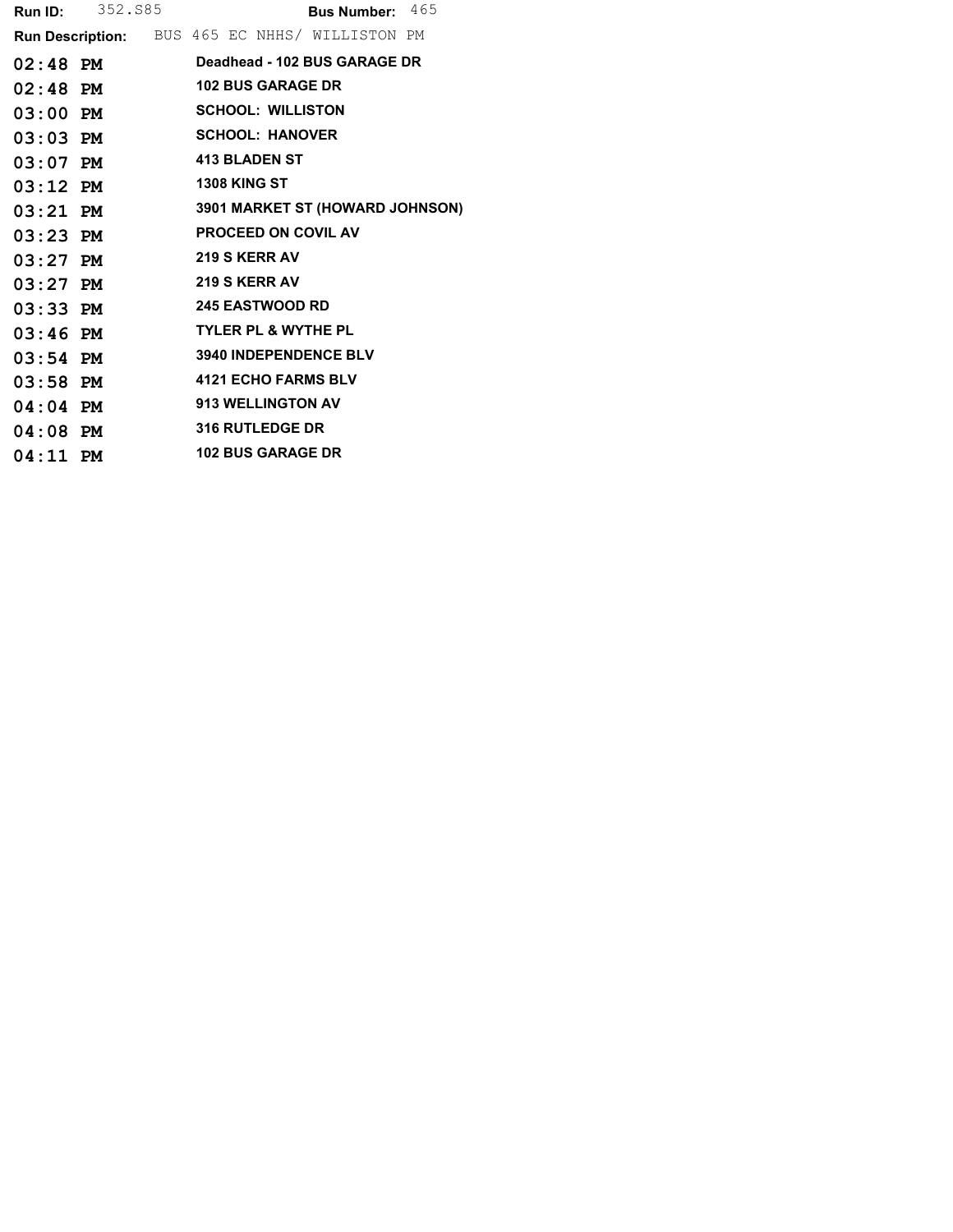**Run ID:** 352.S85 **Bus Number:** 465

**Run Description:** BUS 465 EC NHHS/ WILLISTON PM

| | |
|---|---|
| 02:48 PM | Deadhead - 102 BUS GARAGE DR |
| 02:48 PM | 102 BUS GARAGE DR |
| 03:00 PM | SCHOOL: WILLISTON |
| 03:03 PM | SCHOOL: HANOVER |
| 03:07 PM | 413 BLADEN ST |
| 03:12 PM | 1308 KING ST |
| 03:21 PM | 3901 MARKET ST (HOWARD JOHNSON) |
| 03:23 PM | PROCEED ON COVIL AV |
| 03:27 PM | 219 S KERR AV |
| 03:27 PM | 219 S KERR AV |
| 03:33 PM | 245 EASTWOOD RD |
| 03:46 PM | TYLER PL & WYTHE PL |
| 03:54 PM | 3940 INDEPENDENCE BLV |
| 03:58 PM | 4121 ECHO FARMS BLV |
| 04:04 PM | 913 WELLINGTON AV |
| 04:08 PM | 316 RUTLEDGE DR |
| 04:11 PM | 102 BUS GARAGE DR |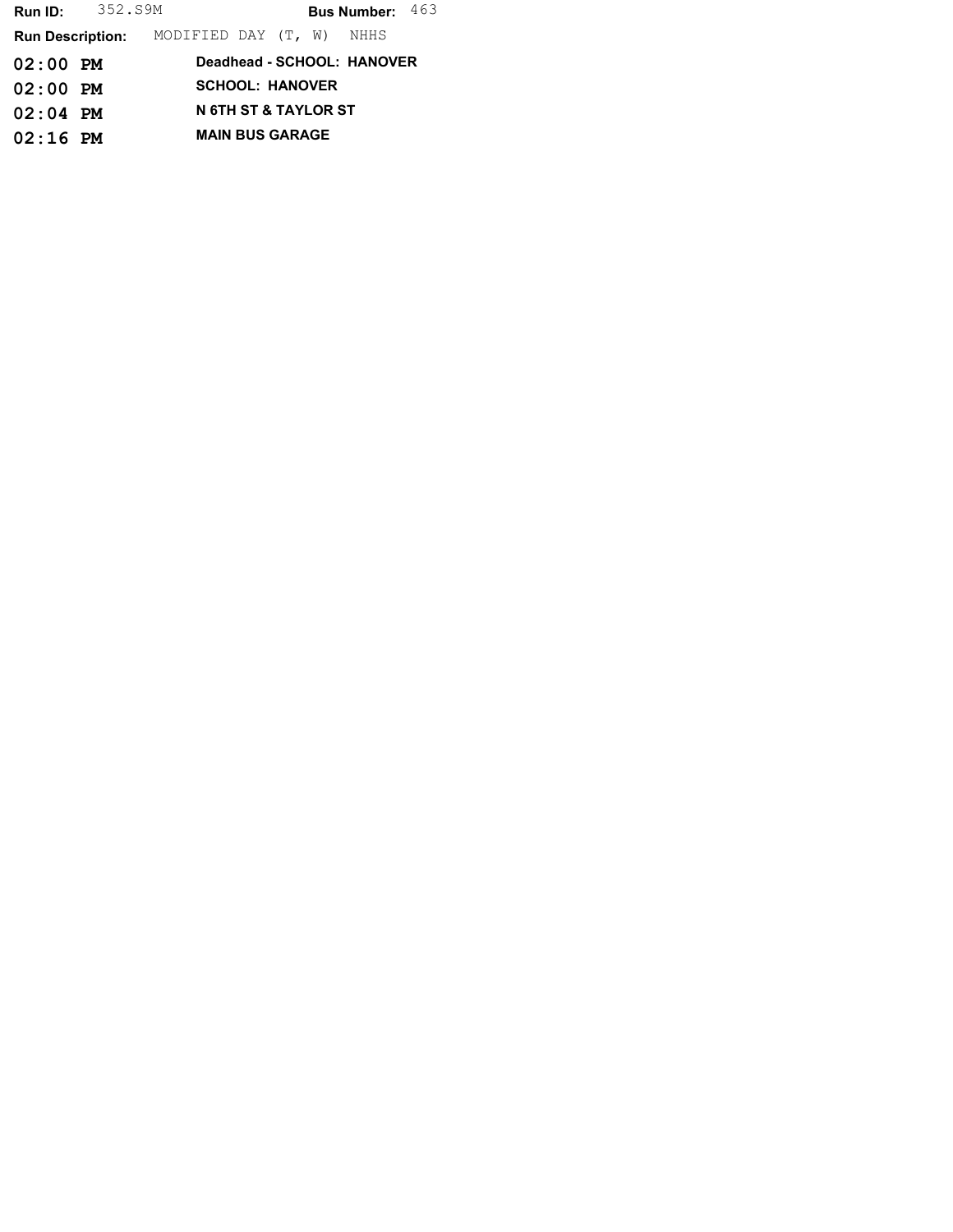**Run ID:** 352.S9M **Bus Number:** 463

**Run Description:** MODIFIED DAY (T, W) NHHS

| | |
|---|---|
| **02:00 PM** | **Deadhead - SCHOOL: HANOVER** |
| **02:00 PM** | **SCHOOL: HANOVER** |
| **02:04 PM** | **N 6TH ST & TAYLOR ST** |
| **02:16 PM** | **MAIN BUS GARAGE** |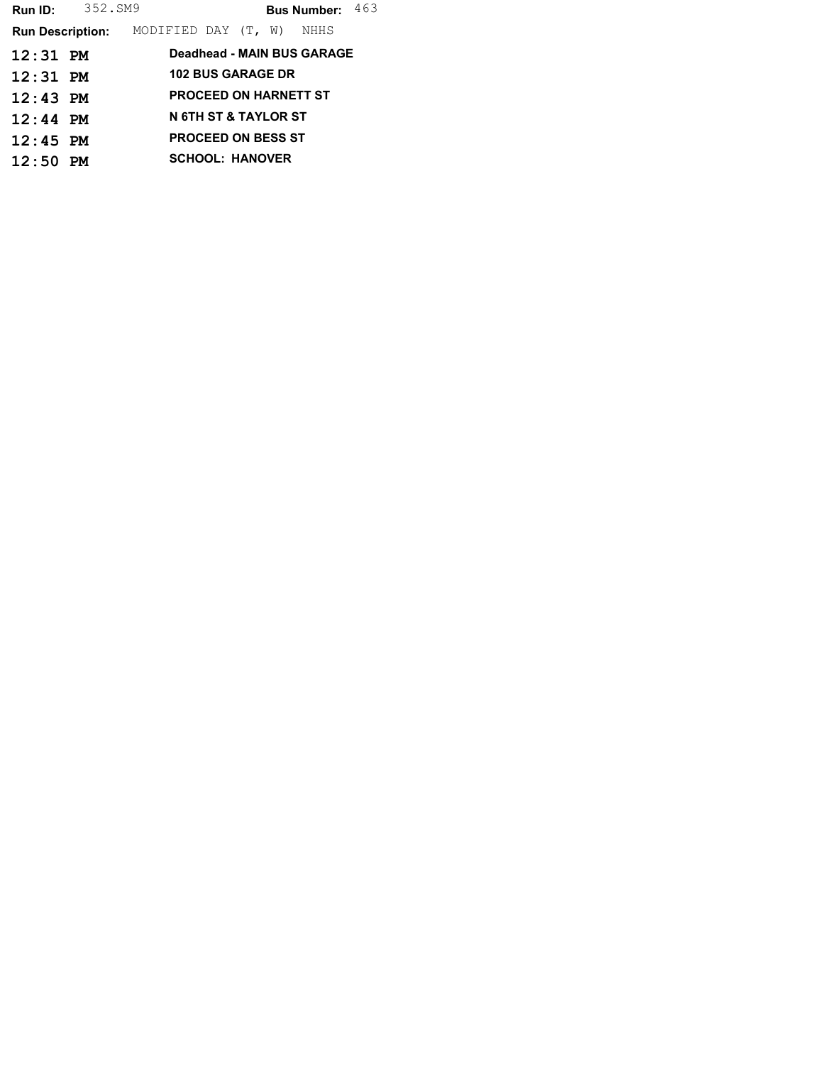**Run ID:** 352.SM9 **Bus Number:** 463

**Run Description:** MODIFIED DAY (T, W) NHHS

| | |
|---|---|
| **12:31 PM** | **Deadhead - MAIN BUS GARAGE** |
| **12:31 PM** | **102 BUS GARAGE DR** |
| **12:43 PM** | **PROCEED ON HARNETT ST** |
| **12:44 PM** | **N 6TH ST & TAYLOR ST** |
| **12:45 PM** | **PROCEED ON BESS ST** |
| **12:50 PM** | **SCHOOL: HANOVER** |